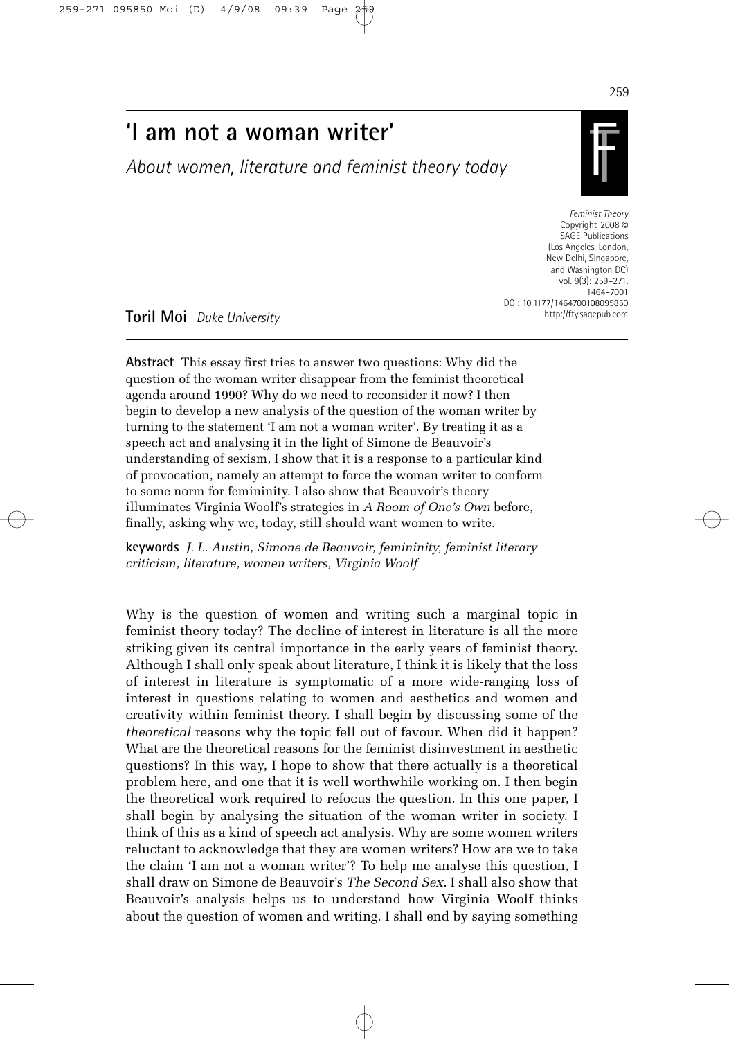# 'I am not a woman writer'

*About women, literature and feminist theory today*

*Feminist Theory*
Copyright 2008 ©
SAGE Publications
(Los Angeles, London, New Delhi, Singapore, and Washington DC)
vol. 9(3): 259–271.
1464–7001
DOI: 10.1177/1464700108095850
http://fty.sagepub.com

**Toril Moi** *Duke University*

**Abstract** This essay first tries to answer two questions: Why did the question of the woman writer disappear from the feminist theoretical agenda around 1990? Why do we need to reconsider it now? I then begin to develop a new analysis of the question of the woman writer by turning to the statement 'I am not a woman writer'. By treating it as a speech act and analysing it in the light of Simone de Beauvoir's understanding of sexism, I show that it is a response to a particular kind of provocation, namely an attempt to force the woman writer to conform to some norm for femininity. I also show that Beauvoir's theory illuminates Virginia Woolf's strategies in *A Room of One's Own* before, finally, asking why we, today, still should want women to write.

**keywords** *J. L. Austin, Simone de Beauvoir, femininity, feminist literary criticism, literature, women writers, Virginia Woolf*

Why is the question of women and writing such a marginal topic in feminist theory today? The decline of interest in literature is all the more striking given its central importance in the early years of feminist theory. Although I shall only speak about literature, I think it is likely that the loss of interest in literature is symptomatic of a more wide-ranging loss of interest in questions relating to women and aesthetics and women and creativity within feminist theory. I shall begin by discussing some of the *theoretical* reasons why the topic fell out of favour. When did it happen? What are the theoretical reasons for the feminist disinvestment in aesthetic questions? In this way, I hope to show that there actually is a theoretical problem here, and one that it is well worthwhile working on. I then begin the theoretical work required to refocus the question. In this one paper, I shall begin by analysing the situation of the woman writer in society. I think of this as a kind of speech act analysis. Why are some women writers reluctant to acknowledge that they are women writers? How are we to take the claim 'I am not a woman writer'? To help me analyse this question, I shall draw on Simone de Beauvoir's *The Second Sex*. I shall also show that Beauvoir's analysis helps us to understand how Virginia Woolf thinks about the question of women and writing. I shall end by saying something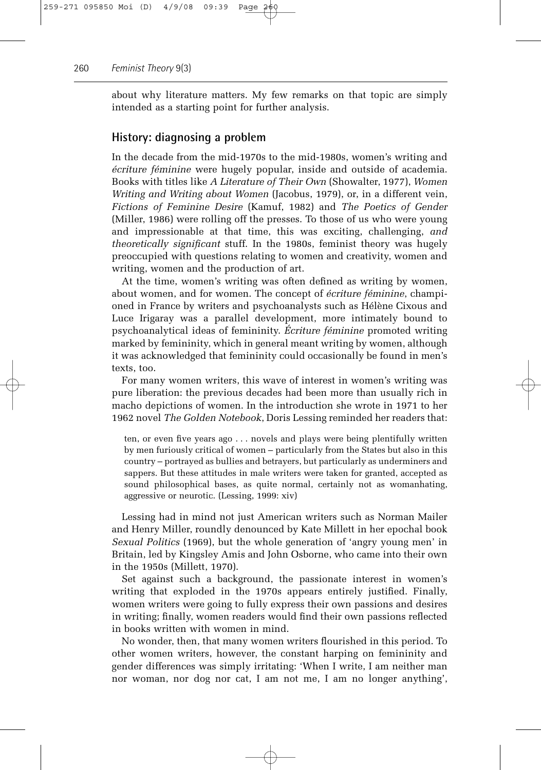about why literature matters. My few remarks on that topic are simply intended as a starting point for further analysis.

## History: diagnosing a problem

In the decade from the mid-1970s to the mid-1980s, women's writing and *écriture féminine* were hugely popular, inside and outside of academia. Books with titles like *A Literature of Their Own* (Showalter, 1977), *Women Writing and Writing about Women* (Jacobus, 1979), or, in a different vein, *Fictions of Feminine Desire* (Kamuf, 1982) and *The Poetics of Gender* (Miller, 1986) were rolling off the presses. To those of us who were young and impressionable at that time, this was exciting, challenging, *and theoretically significant* stuff. In the 1980s, feminist theory was hugely preoccupied with questions relating to women and creativity, women and writing, women and the production of art.

At the time, women's writing was often defined as writing by women, about women, and for women. The concept of *écriture féminine*, championed in France by writers and psychoanalysts such as Hélène Cixous and Luce Irigaray was a parallel development, more intimately bound to psychoanalytical ideas of femininity. *Écriture féminine* promoted writing marked by femininity, which in general meant writing by women, although it was acknowledged that femininity could occasionally be found in men's texts, too.

For many women writers, this wave of interest in women's writing was pure liberation: the previous decades had been more than usually rich in macho depictions of women. In the introduction she wrote in 1971 to her 1962 novel *The Golden Notebook*, Doris Lessing reminded her readers that:

> ten, or even five years ago . . . novels and plays were being plentifully written by men furiously critical of women – particularly from the States but also in this country – portrayed as bullies and betrayers, but particularly as underminers and sappers. But these attitudes in male writers were taken for granted, accepted as sound philosophical bases, as quite normal, certainly not as womanhating, aggressive or neurotic. (Lessing, 1999: xiv)

Lessing had in mind not just American writers such as Norman Mailer and Henry Miller, roundly denounced by Kate Millett in her epochal book *Sexual Politics* (1969), but the whole generation of 'angry young men' in Britain, led by Kingsley Amis and John Osborne, who came into their own in the 1950s (Millett, 1970).

Set against such a background, the passionate interest in women's writing that exploded in the 1970s appears entirely justified. Finally, women writers were going to fully express their own passions and desires in writing; finally, women readers would find their own passions reflected in books written with women in mind.

No wonder, then, that many women writers flourished in this period. To other women writers, however, the constant harping on femininity and gender differences was simply irritating: 'When I write, I am neither man nor woman, nor dog nor cat, I am not me, I am no longer anything',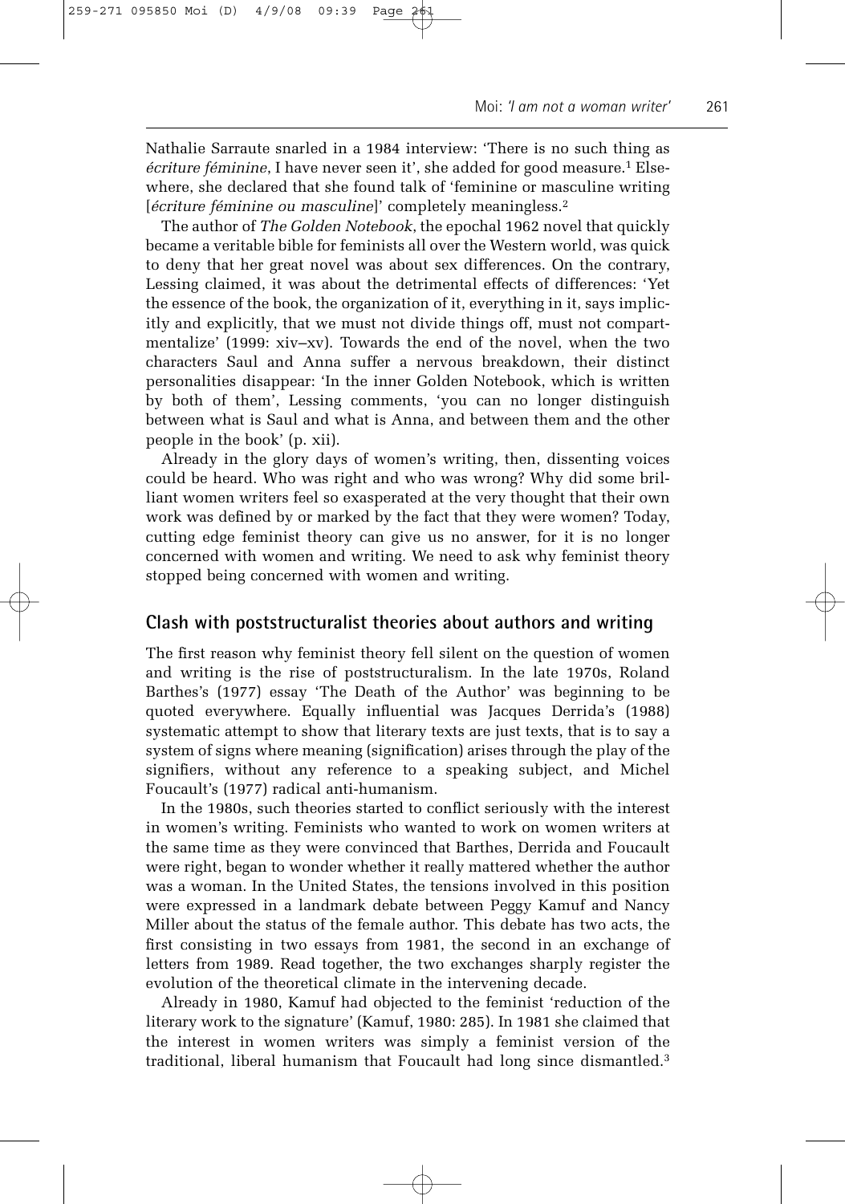Nathalie Sarraute snarled in a 1984 interview: 'There is no such thing as *écriture féminine*, I have never seen it', she added for good measure.[1] Elsewhere, she declared that she found talk of 'feminine or masculine writing [*écriture féminine ou masculine*]' completely meaningless.[2]

The author of *The Golden Notebook*, the epochal 1962 novel that quickly became a veritable bible for feminists all over the Western world, was quick to deny that her great novel was about sex differences. On the contrary, Lessing claimed, it was about the detrimental effects of differences: 'Yet the essence of the book, the organization of it, everything in it, says implicitly and explicitly, that we must not divide things off, must not compartmentalize' (1999: xiv–xv). Towards the end of the novel, when the two characters Saul and Anna suffer a nervous breakdown, their distinct personalities disappear: 'In the inner Golden Notebook, which is written by both of them', Lessing comments, 'you can no longer distinguish between what is Saul and what is Anna, and between them and the other people in the book' (p. xii).

Already in the glory days of women's writing, then, dissenting voices could be heard. Who was right and who was wrong? Why did some brilliant women writers feel so exasperated at the very thought that their own work was defined by or marked by the fact that they were women? Today, cutting edge feminist theory can give us no answer, for it is no longer concerned with women and writing. We need to ask why feminist theory stopped being concerned with women and writing.

## Clash with poststructuralist theories about authors and writing

The first reason why feminist theory fell silent on the question of women and writing is the rise of poststructuralism. In the late 1970s, Roland Barthes's (1977) essay 'The Death of the Author' was beginning to be quoted everywhere. Equally influential was Jacques Derrida's (1988) systematic attempt to show that literary texts are just texts, that is to say a system of signs where meaning (signification) arises through the play of the signifiers, without any reference to a speaking subject, and Michel Foucault's (1977) radical anti-humanism.

In the 1980s, such theories started to conflict seriously with the interest in women's writing. Feminists who wanted to work on women writers at the same time as they were convinced that Barthes, Derrida and Foucault were right, began to wonder whether it really mattered whether the author was a woman. In the United States, the tensions involved in this position were expressed in a landmark debate between Peggy Kamuf and Nancy Miller about the status of the female author. This debate has two acts, the first consisting in two essays from 1981, the second in an exchange of letters from 1989. Read together, the two exchanges sharply register the evolution of the theoretical climate in the intervening decade.

Already in 1980, Kamuf had objected to the feminist 'reduction of the literary work to the signature' (Kamuf, 1980: 285). In 1981 she claimed that the interest in women writers was simply a feminist version of the traditional, liberal humanism that Foucault had long since dismantled.[3]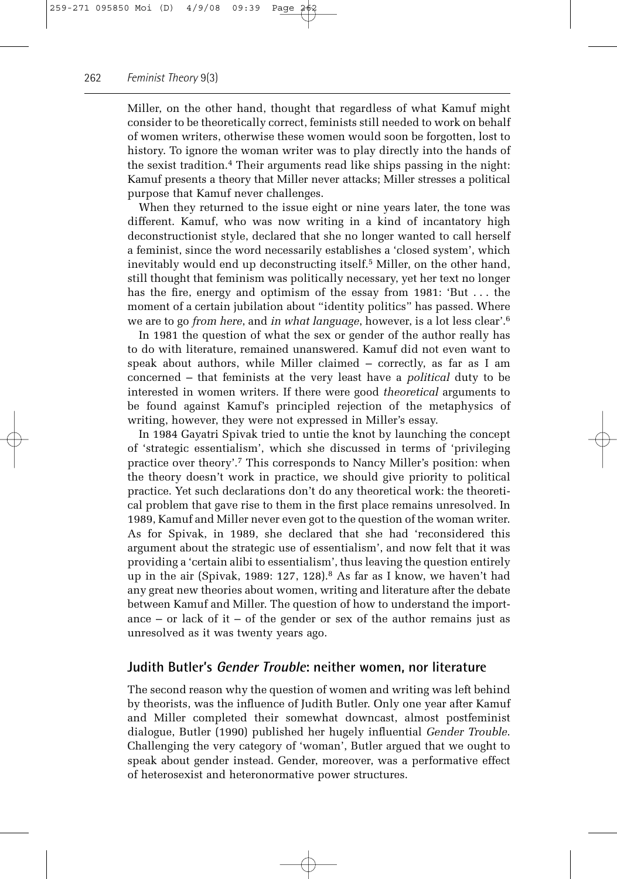Miller, on the other hand, thought that regardless of what Kamuf might consider to be theoretically correct, feminists still needed to work on behalf of women writers, otherwise these women would soon be forgotten, lost to history. To ignore the woman writer was to play directly into the hands of the sexist tradition.[4] Their arguments read like ships passing in the night: Kamuf presents a theory that Miller never attacks; Miller stresses a political purpose that Kamuf never challenges.

When they returned to the issue eight or nine years later, the tone was different. Kamuf, who was now writing in a kind of incantatory high deconstructionist style, declared that she no longer wanted to call herself a feminist, since the word necessarily establishes a 'closed system', which inevitably would end up deconstructing itself.[5] Miller, on the other hand, still thought that feminism was politically necessary, yet her text no longer has the fire, energy and optimism of the essay from 1981: 'But . . . the moment of a certain jubilation about "identity politics" has passed. Where we are to go *from here*, and *in what language*, however, is a lot less clear'.[6]

In 1981 the question of what the sex or gender of the author really has to do with literature, remained unanswered. Kamuf did not even want to speak about authors, while Miller claimed – correctly, as far as I am concerned – that feminists at the very least have a *political* duty to be interested in women writers. If there were good *theoretical* arguments to be found against Kamuf's principled rejection of the metaphysics of writing, however, they were not expressed in Miller's essay.

In 1984 Gayatri Spivak tried to untie the knot by launching the concept of 'strategic essentialism', which she discussed in terms of 'privileging practice over theory'.[7] This corresponds to Nancy Miller's position: when the theory doesn't work in practice, we should give priority to political practice. Yet such declarations don't do any theoretical work: the theoretical problem that gave rise to them in the first place remains unresolved. In 1989, Kamuf and Miller never even got to the question of the woman writer. As for Spivak, in 1989, she declared that she had 'reconsidered this argument about the strategic use of essentialism', and now felt that it was providing a 'certain alibi to essentialism', thus leaving the question entirely up in the air (Spivak, 1989: 127, 128).[8] As far as I know, we haven't had any great new theories about women, writing and literature after the debate between Kamuf and Miller. The question of how to understand the importance – or lack of it – of the gender or sex of the author remains just as unresolved as it was twenty years ago.

## Judith Butler's *Gender Trouble*: neither women, nor literature

The second reason why the question of women and writing was left behind by theorists, was the influence of Judith Butler. Only one year after Kamuf and Miller completed their somewhat downcast, almost postfeminist dialogue, Butler (1990) published her hugely influential *Gender Trouble*. Challenging the very category of 'woman', Butler argued that we ought to speak about gender instead. Gender, moreover, was a performative effect of heterosexist and heteronormative power structures.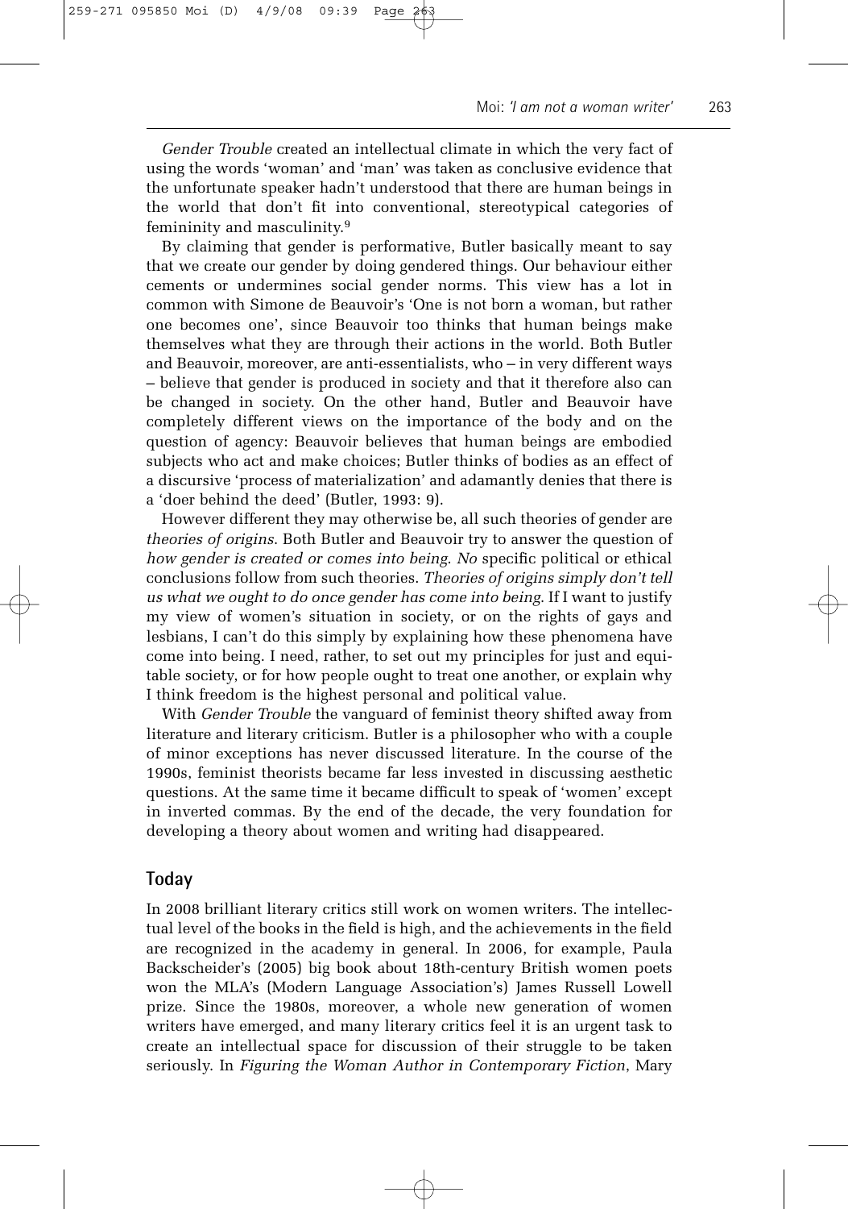*Gender Trouble* created an intellectual climate in which the very fact of using the words 'woman' and 'man' was taken as conclusive evidence that the unfortunate speaker hadn't understood that there are human beings in the world that don't fit into conventional, stereotypical categories of femininity and masculinity.[9]

By claiming that gender is performative, Butler basically meant to say that we create our gender by doing gendered things. Our behaviour either cements or undermines social gender norms. This view has a lot in common with Simone de Beauvoir's 'One is not born a woman, but rather one becomes one', since Beauvoir too thinks that human beings make themselves what they are through their actions in the world. Both Butler and Beauvoir, moreover, are anti-essentialists, who – in very different ways – believe that gender is produced in society and that it therefore also can be changed in society. On the other hand, Butler and Beauvoir have completely different views on the importance of the body and on the question of agency: Beauvoir believes that human beings are embodied subjects who act and make choices; Butler thinks of bodies as an effect of a discursive 'process of materialization' and adamantly denies that there is a 'doer behind the deed' (Butler, 1993: 9).

However different they may otherwise be, all such theories of gender are *theories of origins*. Both Butler and Beauvoir try to answer the question of *how gender is created or comes into being*. *No* specific political or ethical conclusions follow from such theories. *Theories of origins simply don't tell us what we ought to do once gender has come into being.* If I want to justify my view of women's situation in society, or on the rights of gays and lesbians, I can't do this simply by explaining how these phenomena have come into being. I need, rather, to set out my principles for just and equitable society, or for how people ought to treat one another, or explain why I think freedom is the highest personal and political value.

With *Gender Trouble* the vanguard of feminist theory shifted away from literature and literary criticism. Butler is a philosopher who with a couple of minor exceptions has never discussed literature. In the course of the 1990s, feminist theorists became far less invested in discussing aesthetic questions. At the same time it became difficult to speak of 'women' except in inverted commas. By the end of the decade, the very foundation for developing a theory about women and writing had disappeared.

## Today

In 2008 brilliant literary critics still work on women writers. The intellectual level of the books in the field is high, and the achievements in the field are recognized in the academy in general. In 2006, for example, Paula Backscheider's (2005) big book about 18th-century British women poets won the MLA's (Modern Language Association's) James Russell Lowell prize. Since the 1980s, moreover, a whole new generation of women writers have emerged, and many literary critics feel it is an urgent task to create an intellectual space for discussion of their struggle to be taken seriously. In *Figuring the Woman Author in Contemporary Fiction*, Mary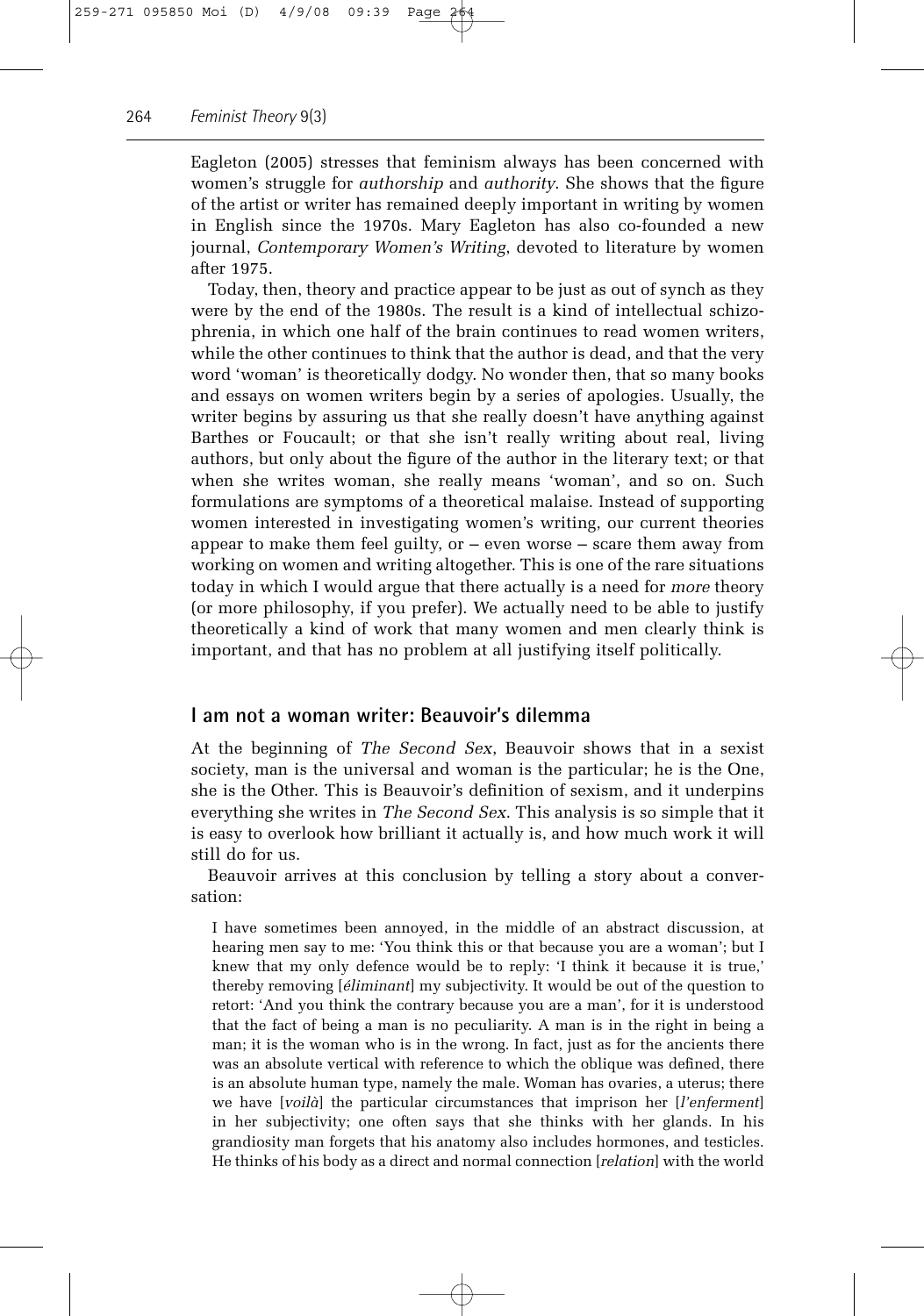Eagleton (2005) stresses that feminism always has been concerned with women's struggle for *authorship* and *authority*. She shows that the figure of the artist or writer has remained deeply important in writing by women in English since the 1970s. Mary Eagleton has also co-founded a new journal, *Contemporary Women's Writing*, devoted to literature by women after 1975.

Today, then, theory and practice appear to be just as out of synch as they were by the end of the 1980s. The result is a kind of intellectual schizophrenia, in which one half of the brain continues to read women writers, while the other continues to think that the author is dead, and that the very word 'woman' is theoretically dodgy. No wonder then, that so many books and essays on women writers begin by a series of apologies. Usually, the writer begins by assuring us that she really doesn't have anything against Barthes or Foucault; or that she isn't really writing about real, living authors, but only about the figure of the author in the literary text; or that when she writes woman, she really means 'woman', and so on. Such formulations are symptoms of a theoretical malaise. Instead of supporting women interested in investigating women's writing, our current theories appear to make them feel guilty, or – even worse – scare them away from working on women and writing altogether. This is one of the rare situations today in which I would argue that there actually is a need for *more* theory (or more philosophy, if you prefer). We actually need to be able to justify theoretically a kind of work that many women and men clearly think is important, and that has no problem at all justifying itself politically.

## I am not a woman writer: Beauvoir's dilemma

At the beginning of *The Second Sex*, Beauvoir shows that in a sexist society, man is the universal and woman is the particular; he is the One, she is the Other. This is Beauvoir's definition of sexism, and it underpins everything she writes in *The Second Sex*. This analysis is so simple that it is easy to overlook how brilliant it actually is, and how much work it will still do for us.

Beauvoir arrives at this conclusion by telling a story about a conversation:

> I have sometimes been annoyed, in the middle of an abstract discussion, at hearing men say to me: 'You think this or that because you are a woman'; but I knew that my only defence would be to reply: 'I think it because it is true,' thereby removing [*éliminant*] my subjectivity. It would be out of the question to retort: 'And you think the contrary because you are a man', for it is understood that the fact of being a man is no peculiarity. A man is in the right in being a man; it is the woman who is in the wrong. In fact, just as for the ancients there was an absolute vertical with reference to which the oblique was defined, there is an absolute human type, namely the male. Woman has ovaries, a uterus; there we have [*voilà*] the particular circumstances that imprison her [*l'enferment*] in her subjectivity; one often says that she thinks with her glands. In his grandiosity man forgets that his anatomy also includes hormones, and testicles. He thinks of his body as a direct and normal connection [*relation*] with the world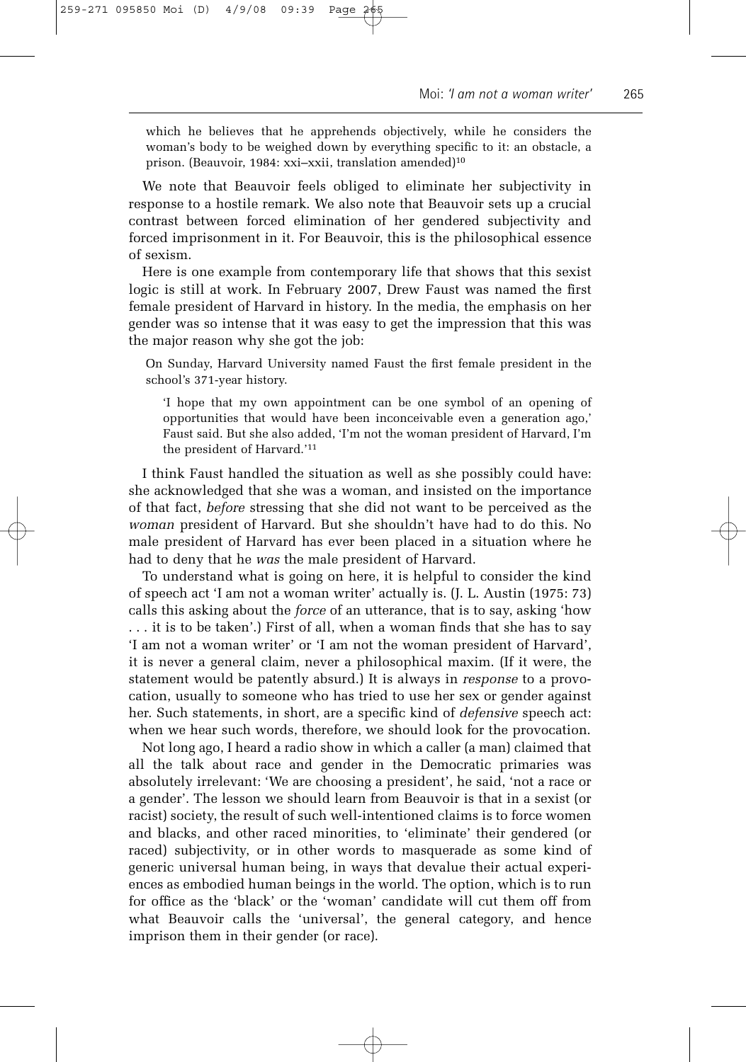which he believes that he apprehends objectively, while he considers the woman's body to be weighed down by everything specific to it: an obstacle, a prison. (Beauvoir, 1984: xxi–xxii, translation amended)[10]

We note that Beauvoir feels obliged to eliminate her subjectivity in response to a hostile remark. We also note that Beauvoir sets up a crucial contrast between forced elimination of her gendered subjectivity and forced imprisonment in it. For Beauvoir, this is the philosophical essence of sexism.

Here is one example from contemporary life that shows that this sexist logic is still at work. In February 2007, Drew Faust was named the first female president of Harvard in history. In the media, the emphasis on her gender was so intense that it was easy to get the impression that this was the major reason why she got the job:

> On Sunday, Harvard University named Faust the first female president in the school's 371-year history.
>
> > 'I hope that my own appointment can be one symbol of an opening of opportunities that would have been inconceivable even a generation ago,' Faust said. But she also added, 'I'm not the woman president of Harvard, I'm the president of Harvard.'[11]

I think Faust handled the situation as well as she possibly could have: she acknowledged that she was a woman, and insisted on the importance of that fact, *before* stressing that she did not want to be perceived as the *woman* president of Harvard. But she shouldn't have had to do this. No male president of Harvard has ever been placed in a situation where he had to deny that he *was* the male president of Harvard.

To understand what is going on here, it is helpful to consider the kind of speech act 'I am not a woman writer' actually is. (J. L. Austin (1975: 73) calls this asking about the *force* of an utterance, that is to say, asking 'how . . . it is to be taken'.) First of all, when a woman finds that she has to say 'I am not a woman writer' or 'I am not the woman president of Harvard', it is never a general claim, never a philosophical maxim. (If it were, the statement would be patently absurd.) It is always in *response* to a provocation, usually to someone who has tried to use her sex or gender against her. Such statements, in short, are a specific kind of *defensive* speech act: when we hear such words, therefore, we should look for the provocation.

Not long ago, I heard a radio show in which a caller (a man) claimed that all the talk about race and gender in the Democratic primaries was absolutely irrelevant: 'We are choosing a president', he said, 'not a race or a gender'. The lesson we should learn from Beauvoir is that in a sexist (or racist) society, the result of such well-intentioned claims is to force women and blacks, and other raced minorities, to 'eliminate' their gendered (or raced) subjectivity, or in other words to masquerade as some kind of generic universal human being, in ways that devalue their actual experiences as embodied human beings in the world. The option, which is to run for office as the 'black' or the 'woman' candidate will cut them off from what Beauvoir calls the 'universal', the general category, and hence imprison them in their gender (or race).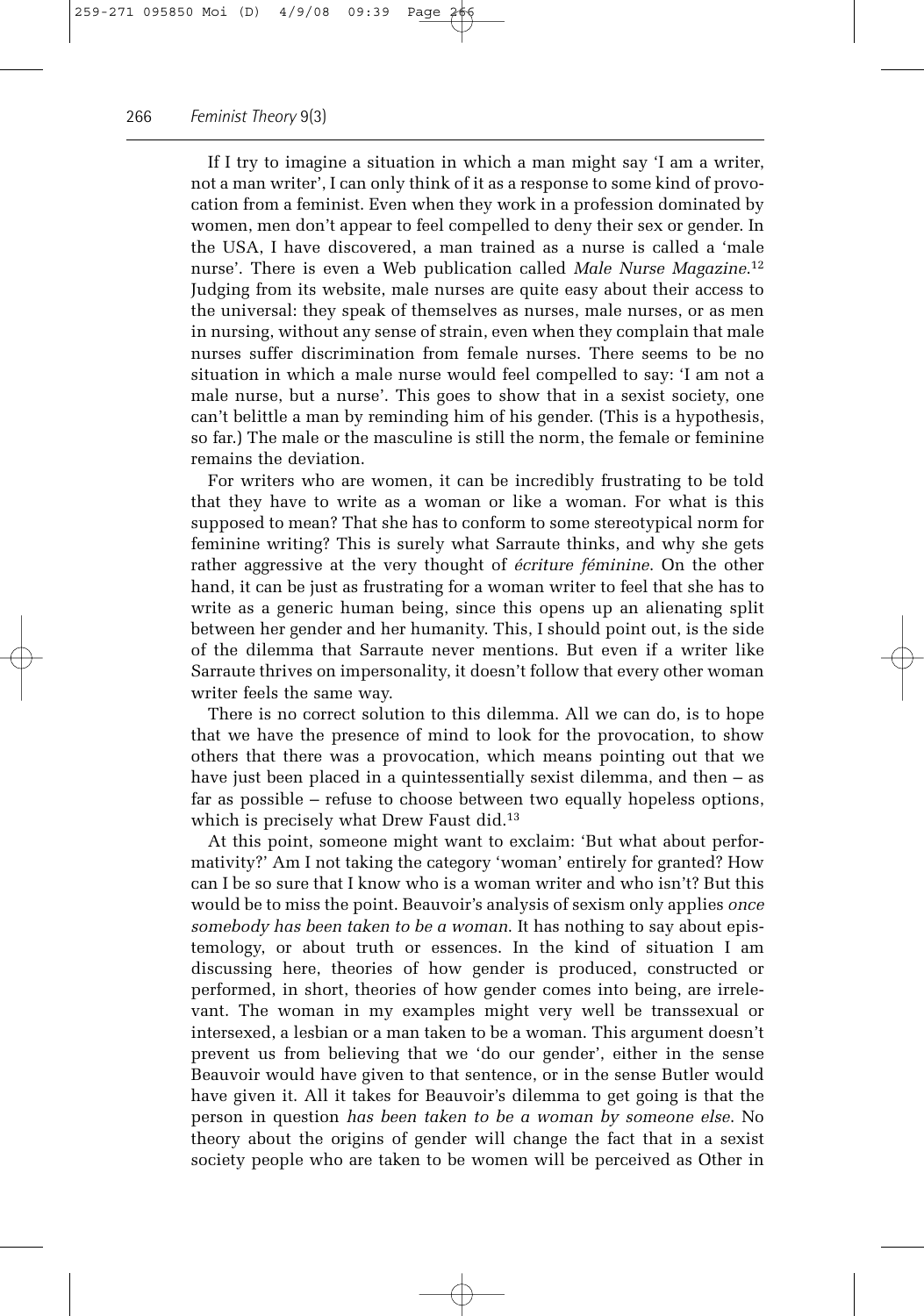If I try to imagine a situation in which a man might say 'I am a writer, not a man writer', I can only think of it as a response to some kind of provocation from a feminist. Even when they work in a profession dominated by women, men don't appear to feel compelled to deny their sex or gender. In the USA, I have discovered, a man trained as a nurse is called a 'male nurse'. There is even a Web publication called *Male Nurse Magazine*.[12] Judging from its website, male nurses are quite easy about their access to the universal: they speak of themselves as nurses, male nurses, or as men in nursing, without any sense of strain, even when they complain that male nurses suffer discrimination from female nurses. There seems to be no situation in which a male nurse would feel compelled to say: 'I am not a male nurse, but a nurse'. This goes to show that in a sexist society, one can't belittle a man by reminding him of his gender. (This is a hypothesis, so far.) The male or the masculine is still the norm, the female or feminine remains the deviation.

For writers who are women, it can be incredibly frustrating to be told that they have to write as a woman or like a woman. For what is this supposed to mean? That she has to conform to some stereotypical norm for feminine writing? This is surely what Sarraute thinks, and why she gets rather aggressive at the very thought of *écriture féminine*. On the other hand, it can be just as frustrating for a woman writer to feel that she has to write as a generic human being, since this opens up an alienating split between her gender and her humanity. This, I should point out, is the side of the dilemma that Sarraute never mentions. But even if a writer like Sarraute thrives on impersonality, it doesn't follow that every other woman writer feels the same way.

There is no correct solution to this dilemma. All we can do, is to hope that we have the presence of mind to look for the provocation, to show others that there was a provocation, which means pointing out that we have just been placed in a quintessentially sexist dilemma, and then – as far as possible – refuse to choose between two equally hopeless options, which is precisely what Drew Faust did.[13]

At this point, someone might want to exclaim: 'But what about performativity?' Am I not taking the category 'woman' entirely for granted? How can I be so sure that I know who is a woman writer and who isn't? But this would be to miss the point. Beauvoir's analysis of sexism only applies *once somebody has been taken to be a woman*. It has nothing to say about epistemology, or about truth or essences. In the kind of situation I am discussing here, theories of how gender is produced, constructed or performed, in short, theories of how gender comes into being, are irrelevant. The woman in my examples might very well be transsexual or intersexed, a lesbian or a man taken to be a woman. This argument doesn't prevent us from believing that we 'do our gender', either in the sense Beauvoir would have given to that sentence, or in the sense Butler would have given it. All it takes for Beauvoir's dilemma to get going is that the person in question *has been taken to be a woman by someone else*. No theory about the origins of gender will change the fact that in a sexist society people who are taken to be women will be perceived as Other in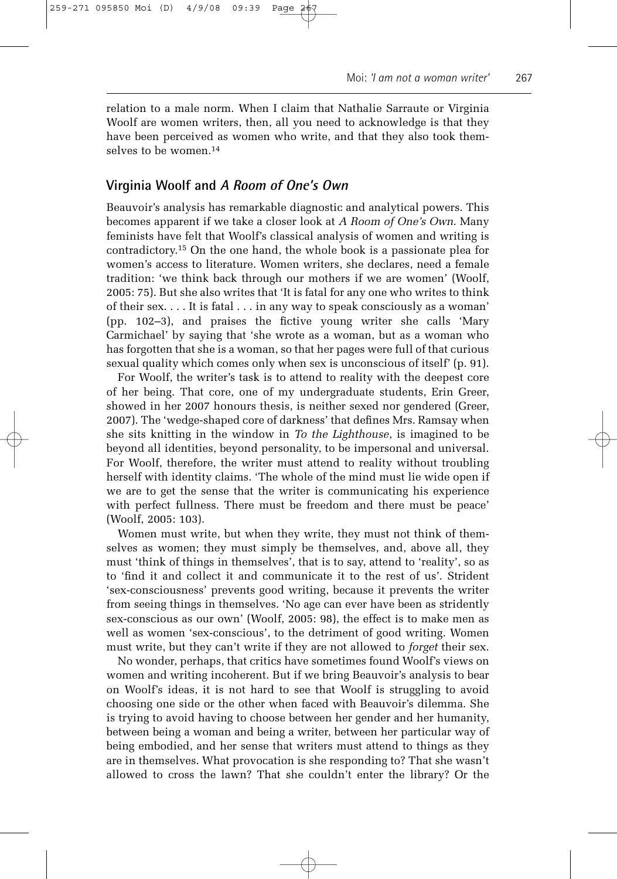relation to a male norm. When I claim that Nathalie Sarraute or Virginia Woolf are women writers, then, all you need to acknowledge is that they have been perceived as women who write, and that they also took themselves to be women.[14]

## Virginia Woolf and *A Room of One's Own*

Beauvoir's analysis has remarkable diagnostic and analytical powers. This becomes apparent if we take a closer look at *A Room of One's Own*. Many feminists have felt that Woolf's classical analysis of women and writing is contradictory.[15] On the one hand, the whole book is a passionate plea for women's access to literature. Women writers, she declares, need a female tradition: 'we think back through our mothers if we are women' (Woolf, 2005: 75). But she also writes that 'It is fatal for any one who writes to think of their sex. . . . It is fatal . . . in any way to speak consciously as a woman' (pp. 102–3), and praises the fictive young writer she calls 'Mary Carmichael' by saying that 'she wrote as a woman, but as a woman who has forgotten that she is a woman, so that her pages were full of that curious sexual quality which comes only when sex is unconscious of itself' (p. 91).

For Woolf, the writer's task is to attend to reality with the deepest core of her being. That core, one of my undergraduate students, Erin Greer, showed in her 2007 honours thesis, is neither sexed nor gendered (Greer, 2007). The 'wedge-shaped core of darkness' that defines Mrs. Ramsay when she sits knitting in the window in *To the Lighthouse*, is imagined to be beyond all identities, beyond personality, to be impersonal and universal. For Woolf, therefore, the writer must attend to reality without troubling herself with identity claims. 'The whole of the mind must lie wide open if we are to get the sense that the writer is communicating his experience with perfect fullness. There must be freedom and there must be peace' (Woolf, 2005: 103).

Women must write, but when they write, they must not think of themselves as women; they must simply be themselves, and, above all, they must 'think of things in themselves', that is to say, attend to 'reality', so as to 'find it and collect it and communicate it to the rest of us'. Strident 'sex-consciousness' prevents good writing, because it prevents the writer from seeing things in themselves. 'No age can ever have been as stridently sex-conscious as our own' (Woolf, 2005: 98), the effect is to make men as well as women 'sex-conscious', to the detriment of good writing. Women must write, but they can't write if they are not allowed to *forget* their sex.

No wonder, perhaps, that critics have sometimes found Woolf's views on women and writing incoherent. But if we bring Beauvoir's analysis to bear on Woolf's ideas, it is not hard to see that Woolf is struggling to avoid choosing one side or the other when faced with Beauvoir's dilemma. She is trying to avoid having to choose between her gender and her humanity, between being a woman and being a writer, between her particular way of being embodied, and her sense that writers must attend to things as they are in themselves. What provocation is she responding to? That she wasn't allowed to cross the lawn? That she couldn't enter the library? Or the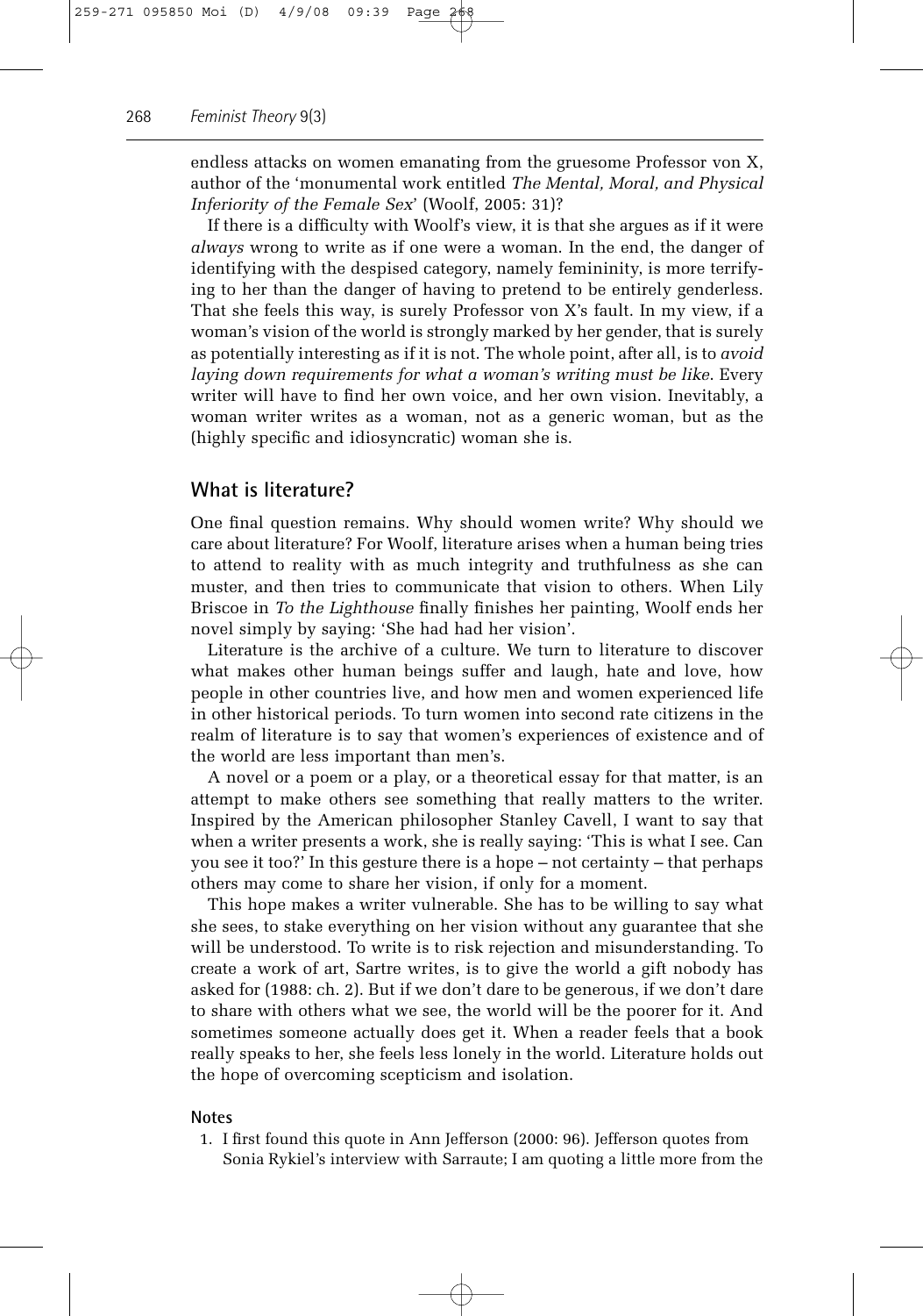endless attacks on women emanating from the gruesome Professor von X, author of the 'monumental work entitled *The Mental, Moral, and Physical Inferiority of the Female Sex*' (Woolf, 2005: 31)?

If there is a difficulty with Woolf's view, it is that she argues as if it were *always* wrong to write as if one were a woman. In the end, the danger of identifying with the despised category, namely femininity, is more terrifying to her than the danger of having to pretend to be entirely genderless. That she feels this way, is surely Professor von X's fault. In my view, if a woman's vision of the world is strongly marked by her gender, that is surely as potentially interesting as if it is not. The whole point, after all, is to *avoid laying down requirements for what a woman's writing must be like*. Every writer will have to find her own voice, and her own vision. Inevitably, a woman writer writes as a woman, not as a generic woman, but as the (highly specific and idiosyncratic) woman she is.

## What is literature?

One final question remains. Why should women write? Why should we care about literature? For Woolf, literature arises when a human being tries to attend to reality with as much integrity and truthfulness as she can muster, and then tries to communicate that vision to others. When Lily Briscoe in *To the Lighthouse* finally finishes her painting, Woolf ends her novel simply by saying: 'She had had her vision'.

Literature is the archive of a culture. We turn to literature to discover what makes other human beings suffer and laugh, hate and love, how people in other countries live, and how men and women experienced life in other historical periods. To turn women into second rate citizens in the realm of literature is to say that women's experiences of existence and of the world are less important than men's.

A novel or a poem or a play, or a theoretical essay for that matter, is an attempt to make others see something that really matters to the writer. Inspired by the American philosopher Stanley Cavell, I want to say that when a writer presents a work, she is really saying: 'This is what I see. Can you see it too?' In this gesture there is a hope – not certainty – that perhaps others may come to share her vision, if only for a moment.

This hope makes a writer vulnerable. She has to be willing to say what she sees, to stake everything on her vision without any guarantee that she will be understood. To write is to risk rejection and misunderstanding. To create a work of art, Sartre writes, is to give the world a gift nobody has asked for (1988: ch. 2). But if we don't dare to be generous, if we don't dare to share with others what we see, the world will be the poorer for it. And sometimes someone actually does get it. When a reader feels that a book really speaks to her, she feels less lonely in the world. Literature holds out the hope of overcoming scepticism and isolation.

### Notes

1. I first found this quote in Ann Jefferson (2000: 96). Jefferson quotes from Sonia Rykiel's interview with Sarraute; I am quoting a little more from the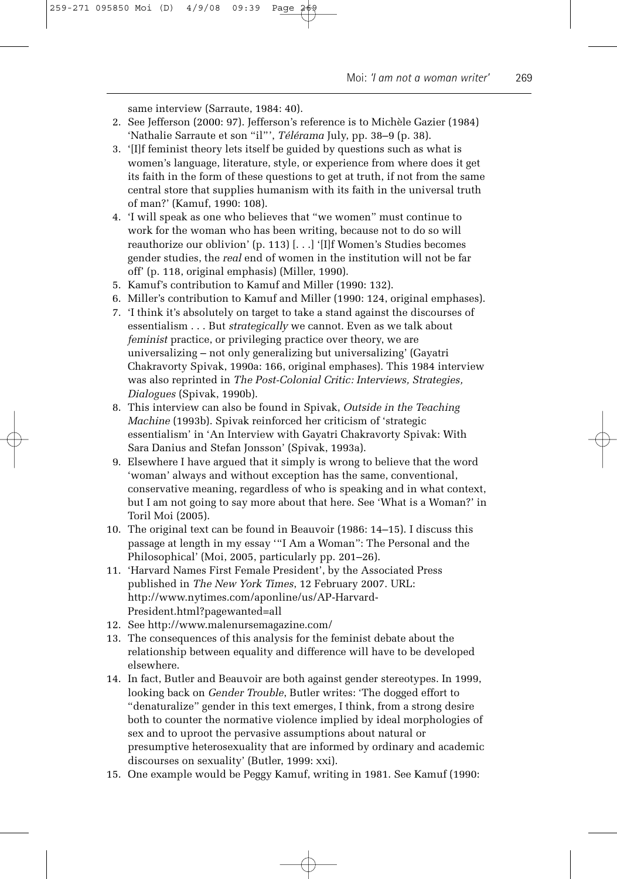same interview (Sarraute, 1984: 40).

2. See Jefferson (2000: 97). Jefferson's reference is to Michèle Gazier (1984) 'Nathalie Sarraute et son "il"', *Télérama* July, pp. 38–9 (p. 38).
3. '[I]f feminist theory lets itself be guided by questions such as what is women's language, literature, style, or experience from where does it get its faith in the form of these questions to get at truth, if not from the same central store that supplies humanism with its faith in the universal truth of man?' (Kamuf, 1990: 108).
4. 'I will speak as one who believes that "we women" must continue to work for the woman who has been writing, because not to do so will reauthorize our oblivion' (p. 113) [. . .] '[I]f Women's Studies becomes gender studies, the *real* end of women in the institution will not be far off' (p. 118, original emphasis) (Miller, 1990).
5. Kamuf's contribution to Kamuf and Miller (1990: 132).
6. Miller's contribution to Kamuf and Miller (1990: 124, original emphases).
7. 'I think it's absolutely on target to take a stand against the discourses of essentialism . . . But *strategically* we cannot. Even as we talk about *feminist* practice, or privileging practice over theory, we are universalizing – not only generalizing but universalizing' (Gayatri Chakravorty Spivak, 1990a: 166, original emphases). This 1984 interview was also reprinted in *The Post-Colonial Critic: Interviews, Strategies, Dialogues* (Spivak, 1990b).
8. This interview can also be found in Spivak, *Outside in the Teaching Machine* (1993b). Spivak reinforced her criticism of 'strategic essentialism' in 'An Interview with Gayatri Chakravorty Spivak: With Sara Danius and Stefan Jonsson' (Spivak, 1993a).
9. Elsewhere I have argued that it simply is wrong to believe that the word 'woman' always and without exception has the same, conventional, conservative meaning, regardless of who is speaking and in what context, but I am not going to say more about that here. See 'What is a Woman?' in Toril Moi (2005).
10. The original text can be found in Beauvoir (1986: 14–15). I discuss this passage at length in my essay '"I Am a Woman": The Personal and the Philosophical' (Moi, 2005, particularly pp. 201–26).
11. 'Harvard Names First Female President', by the Associated Press published in *The New York Times*, 12 February 2007. URL: http://www.nytimes.com/aponline/us/AP-Harvard-President.html?pagewanted=all
12. See http://www.malenursemagazine.com/
13. The consequences of this analysis for the feminist debate about the relationship between equality and difference will have to be developed elsewhere.
14. In fact, Butler and Beauvoir are both against gender stereotypes. In 1999, looking back on *Gender Trouble*, Butler writes: 'The dogged effort to "denaturalize" gender in this text emerges, I think, from a strong desire both to counter the normative violence implied by ideal morphologies of sex and to uproot the pervasive assumptions about natural or presumptive heterosexuality that are informed by ordinary and academic discourses on sexuality' (Butler, 1999: xxi).
15. One example would be Peggy Kamuf, writing in 1981. See Kamuf (1990: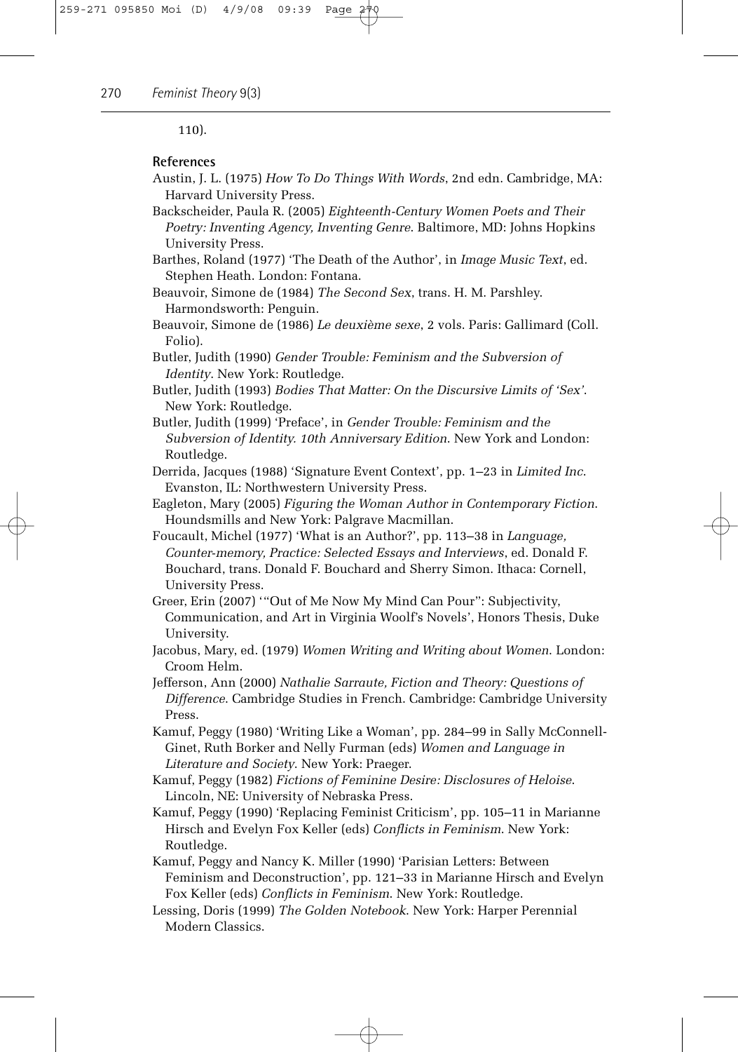110).

## References

Austin, J. L. (1975) *How To Do Things With Words*, 2nd edn. Cambridge, MA: Harvard University Press.

Backscheider, Paula R. (2005) *Eighteenth-Century Women Poets and Their Poetry: Inventing Agency, Inventing Genre*. Baltimore, MD: Johns Hopkins University Press.

Barthes, Roland (1977) 'The Death of the Author', in *Image Music Text*, ed. Stephen Heath. London: Fontana.

Beauvoir, Simone de (1984) *The Second Sex*, trans. H. M. Parshley. Harmondsworth: Penguin.

Beauvoir, Simone de (1986) *Le deuxième sexe*, 2 vols. Paris: Gallimard (Coll. Folio).

Butler, Judith (1990) *Gender Trouble: Feminism and the Subversion of Identity*. New York: Routledge.

Butler, Judith (1993) *Bodies That Matter: On the Discursive Limits of 'Sex'*. New York: Routledge.

Butler, Judith (1999) 'Preface', in *Gender Trouble: Feminism and the Subversion of Identity. 10th Anniversary Edition*. New York and London: Routledge.

Derrida, Jacques (1988) 'Signature Event Context', pp. 1–23 in *Limited Inc*. Evanston, IL: Northwestern University Press.

Eagleton, Mary (2005) *Figuring the Woman Author in Contemporary Fiction*. Houndsmills and New York: Palgrave Macmillan.

Foucault, Michel (1977) 'What is an Author?', pp. 113–38 in *Language, Counter-memory, Practice: Selected Essays and Interviews*, ed. Donald F. Bouchard, trans. Donald F. Bouchard and Sherry Simon. Ithaca: Cornell, University Press.

Greer, Erin (2007) '"Out of Me Now My Mind Can Pour": Subjectivity, Communication, and Art in Virginia Woolf's Novels', Honors Thesis, Duke University.

Jacobus, Mary, ed. (1979) *Women Writing and Writing about Women*. London: Croom Helm.

Jefferson, Ann (2000) *Nathalie Sarraute, Fiction and Theory: Questions of Difference*. Cambridge Studies in French. Cambridge: Cambridge University Press.

Kamuf, Peggy (1980) 'Writing Like a Woman', pp. 284–99 in Sally McConnell-Ginet, Ruth Borker and Nelly Furman (eds) *Women and Language in Literature and Society*. New York: Praeger.

Kamuf, Peggy (1982) *Fictions of Feminine Desire: Disclosures of Heloise*. Lincoln, NE: University of Nebraska Press.

Kamuf, Peggy (1990) 'Replacing Feminist Criticism', pp. 105–11 in Marianne Hirsch and Evelyn Fox Keller (eds) *Conflicts in Feminism*. New York: Routledge.

Kamuf, Peggy and Nancy K. Miller (1990) 'Parisian Letters: Between Feminism and Deconstruction', pp. 121–33 in Marianne Hirsch and Evelyn Fox Keller (eds) *Conflicts in Feminism*. New York: Routledge.

Lessing, Doris (1999) *The Golden Notebook*. New York: Harper Perennial Modern Classics.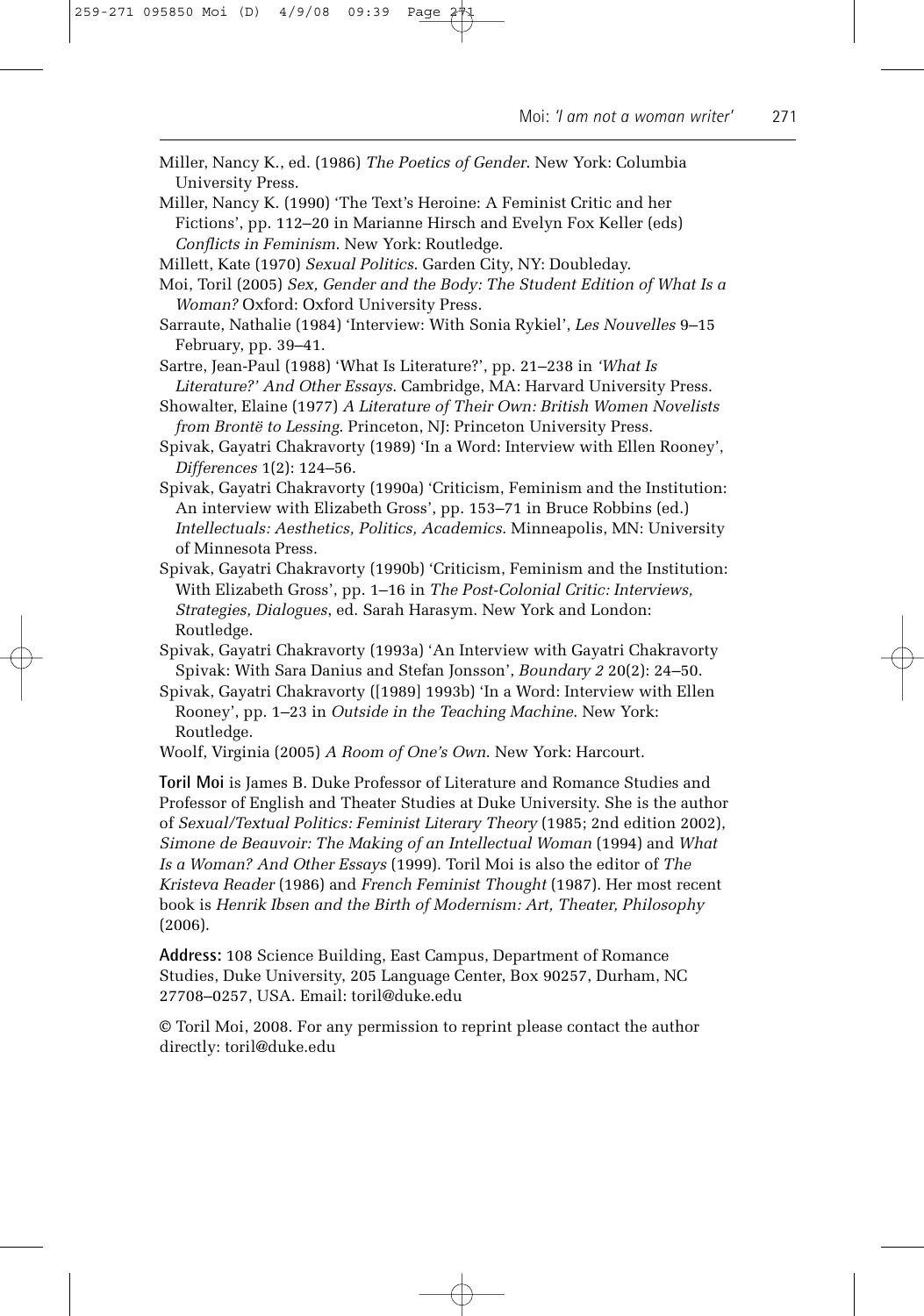Miller, Nancy K., ed. (1986) *The Poetics of Gender*. New York: Columbia University Press.

Miller, Nancy K. (1990) 'The Text's Heroine: A Feminist Critic and her Fictions', pp. 112–20 in Marianne Hirsch and Evelyn Fox Keller (eds) *Conflicts in Feminism*. New York: Routledge.

Millett, Kate (1970) *Sexual Politics*. Garden City, NY: Doubleday.

Moi, Toril (2005) *Sex, Gender and the Body: The Student Edition of What Is a Woman?* Oxford: Oxford University Press.

Sarraute, Nathalie (1984) 'Interview: With Sonia Rykiel', *Les Nouvelles* 9–15 February, pp. 39–41.

Sartre, Jean-Paul (1988) 'What Is Literature?', pp. 21–238 in *'What Is Literature?' And Other Essays*. Cambridge, MA: Harvard University Press.

Showalter, Elaine (1977) *A Literature of Their Own: British Women Novelists from Brontë to Lessing*. Princeton, NJ: Princeton University Press.

Spivak, Gayatri Chakravorty (1989) 'In a Word: Interview with Ellen Rooney', *Differences* 1(2): 124–56.

Spivak, Gayatri Chakravorty (1990a) 'Criticism, Feminism and the Institution: An interview with Elizabeth Gross', pp. 153–71 in Bruce Robbins (ed.) *Intellectuals: Aesthetics, Politics, Academics.* Minneapolis, MN: University of Minnesota Press.

Spivak, Gayatri Chakravorty (1990b) 'Criticism, Feminism and the Institution: With Elizabeth Gross', pp. 1–16 in *The Post-Colonial Critic: Interviews, Strategies, Dialogues*, ed. Sarah Harasym. New York and London: Routledge.

Spivak, Gayatri Chakravorty (1993a) 'An Interview with Gayatri Chakravorty Spivak: With Sara Danius and Stefan Jonsson', *Boundary 2* 20(2): 24–50.

Spivak, Gayatri Chakravorty ([1989] 1993b) 'In a Word: Interview with Ellen Rooney', pp. 1–23 in *Outside in the Teaching Machine*. New York: Routledge.

Woolf, Virginia (2005) *A Room of One's Own*. New York: Harcourt.

**Toril Moi** is James B. Duke Professor of Literature and Romance Studies and Professor of English and Theater Studies at Duke University. She is the author of *Sexual/Textual Politics: Feminist Literary Theory* (1985; 2nd edition 2002), *Simone de Beauvoir: The Making of an Intellectual Woman* (1994) and *What Is a Woman? And Other Essays* (1999). Toril Moi is also the editor of *The Kristeva Reader* (1986) and *French Feminist Thought* (1987). Her most recent book is *Henrik Ibsen and the Birth of Modernism: Art, Theater, Philosophy* (2006).

**Address:** 108 Science Building, East Campus, Department of Romance Studies, Duke University, 205 Language Center, Box 90257, Durham, NC 27708–0257, USA. Email: toril@duke.edu

© Toril Moi, 2008. For any permission to reprint please contact the author directly: toril@duke.edu